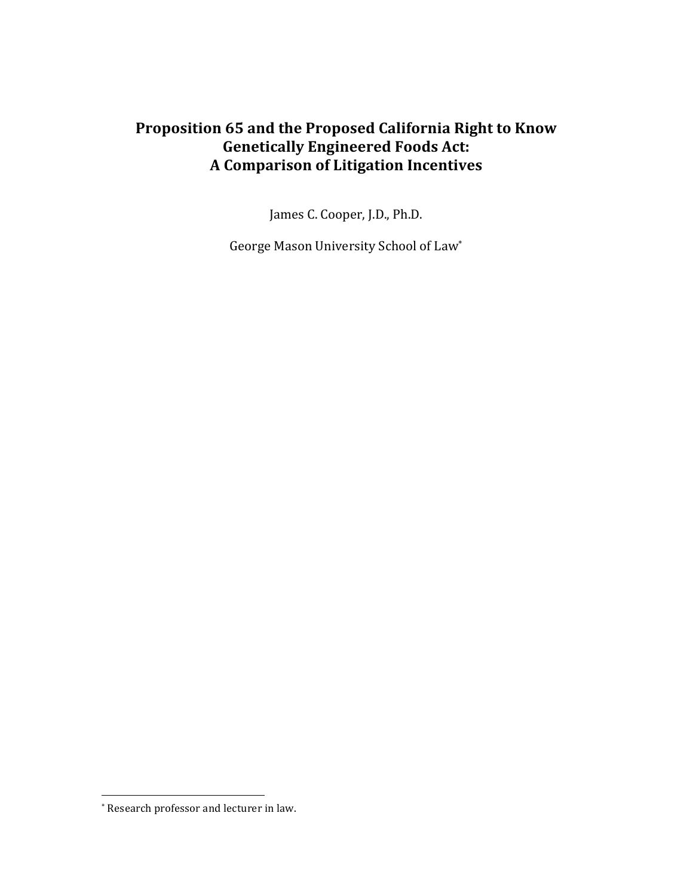# Proposition 65 and the Proposed California Right to Know Genetically Engineered Foods Act: A Comparison of Litigation Incentives

James C. Cooper, J.D., Ph.D.

George Mason University School of Law*

---

* Research professor and lecturer in law.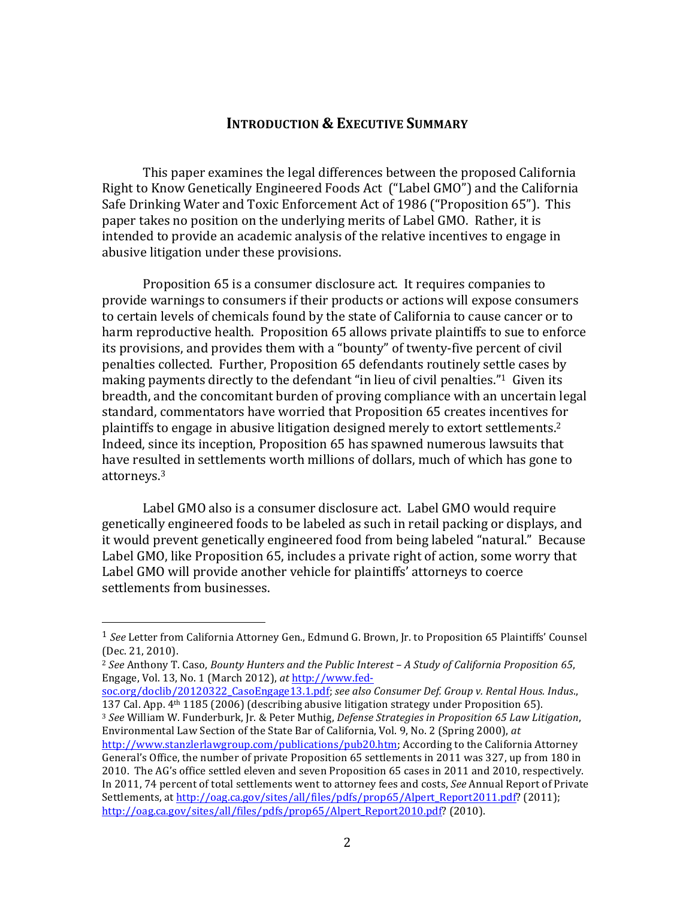## INTRODUCTION & EXECUTIVE SUMMARY

This paper examines the legal differences between the proposed California Right to Know Genetically Engineered Foods Act ("Label GMO") and the California Safe Drinking Water and Toxic Enforcement Act of 1986 ("Proposition 65"). This paper takes no position on the underlying merits of Label GMO. Rather, it is intended to provide an academic analysis of the relative incentives to engage in abusive litigation under these provisions.

Proposition 65 is a consumer disclosure act. It requires companies to provide warnings to consumers if their products or actions will expose consumers to certain levels of chemicals found by the state of California to cause cancer or to harm reproductive health. Proposition 65 allows private plaintiffs to sue to enforce its provisions, and provides them with a "bounty" of twenty-five percent of civil penalties collected. Further, Proposition 65 defendants routinely settle cases by making payments directly to the defendant "in lieu of civil penalties."[1] Given its breadth, and the concomitant burden of proving compliance with an uncertain legal standard, commentators have worried that Proposition 65 creates incentives for plaintiffs to engage in abusive litigation designed merely to extort settlements.[2] Indeed, since its inception, Proposition 65 has spawned numerous lawsuits that have resulted in settlements worth millions of dollars, much of which has gone to attorneys.[3]

Label GMO also is a consumer disclosure act. Label GMO would require genetically engineered foods to be labeled as such in retail packing or displays, and it would prevent genetically engineered food from being labeled "natural." Because Label GMO, like Proposition 65, includes a private right of action, some worry that Label GMO will provide another vehicle for plaintiffs' attorneys to coerce settlements from businesses.

---

[1] *See* Letter from California Attorney Gen., Edmund G. Brown, Jr. to Proposition 65 Plaintiffs' Counsel (Dec. 21, 2010).

[2] *See* Anthony T. Caso, *Bounty Hunters and the Public Interest – A Study of California Proposition 65*, Engage, Vol. 13, No. 1 (March 2012), *at* http://www.fed-soc.org/doclib/20120322_CasoEngage13.1.pdf; *see also Consumer Def. Group v. Rental Hous. Indus.*, 137 Cal. App. 4th 1185 (2006) (describing abusive litigation strategy under Proposition 65).

[3] *See* William W. Funderburk, Jr. & Peter Muthig, *Defense Strategies in Proposition 65 Law Litigation*, Environmental Law Section of the State Bar of California, Vol. 9, No. 2 (Spring 2000), *at* http://www.stanzlerlawgroup.com/publications/pub20.htm; According to the California Attorney General's Office, the number of private Proposition 65 settlements in 2011 was 327, up from 180 in 2010. The AG's office settled eleven and seven Proposition 65 cases in 2011 and 2010, respectively. In 2011, 74 percent of total settlements went to attorney fees and costs, *See* Annual Report of Private Settlements, at http://oag.ca.gov/sites/all/files/pdfs/prop65/Alpert_Report2011.pdf? (2011); http://oag.ca.gov/sites/all/files/pdfs/prop65/Alpert_Report2010.pdf? (2010).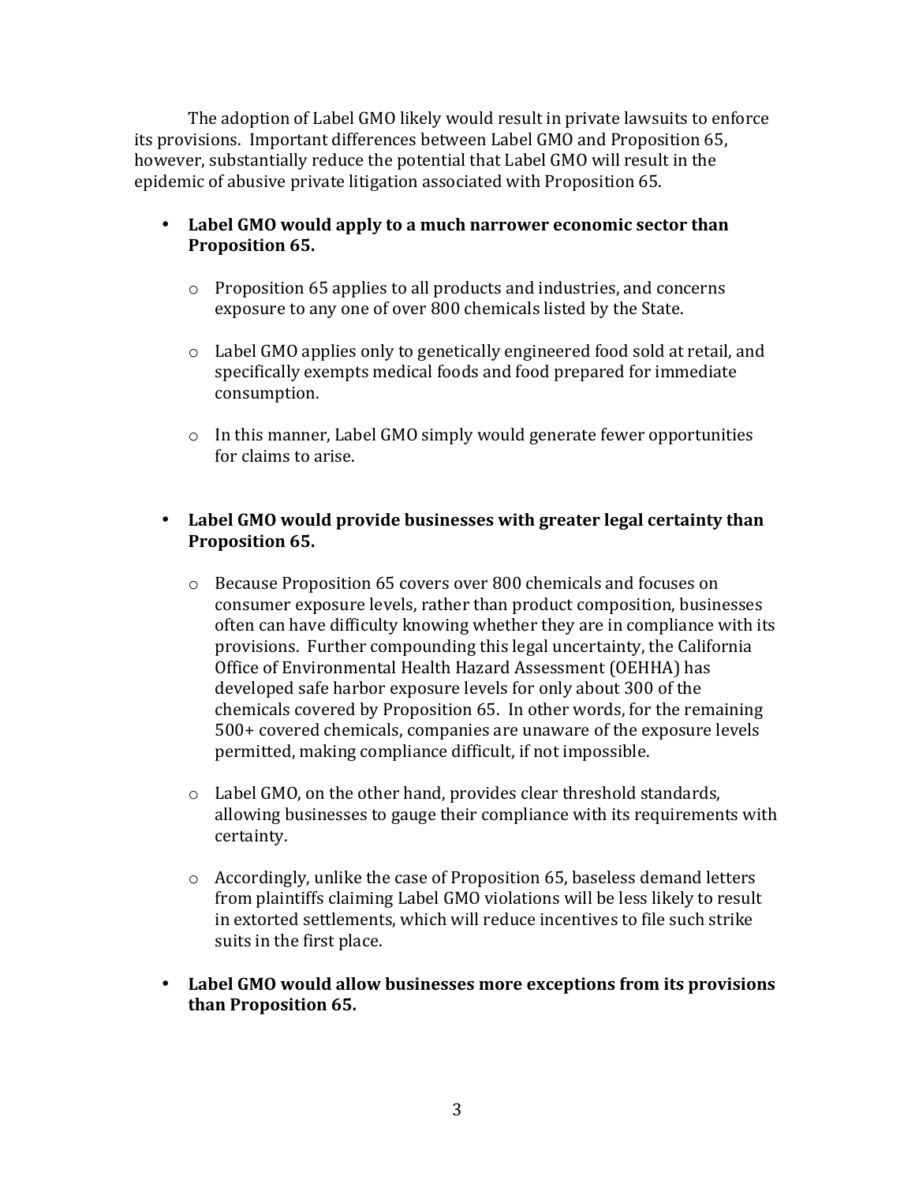The adoption of Label GMO likely would result in private lawsuits to enforce its provisions. Important differences between Label GMO and Proposition 65, however, substantially reduce the potential that Label GMO will result in the epidemic of abusive private litigation associated with Proposition 65.

- **Label GMO would apply to a much narrower economic sector than Proposition 65.**
    - Proposition 65 applies to all products and industries, and concerns exposure to any one of over 800 chemicals listed by the State.
    - Label GMO applies only to genetically engineered food sold at retail, and specifically exempts medical foods and food prepared for immediate consumption.
    - In this manner, Label GMO simply would generate fewer opportunities for claims to arise.

- **Label GMO would provide businesses with greater legal certainty than Proposition 65.**
    - Because Proposition 65 covers over 800 chemicals and focuses on consumer exposure levels, rather than product composition, businesses often can have difficulty knowing whether they are in compliance with its provisions. Further compounding this legal uncertainty, the California Office of Environmental Health Hazard Assessment (OEHHA) has developed safe harbor exposure levels for only about 300 of the chemicals covered by Proposition 65. In other words, for the remaining 500+ covered chemicals, companies are unaware of the exposure levels permitted, making compliance difficult, if not impossible.
    - Label GMO, on the other hand, provides clear threshold standards, allowing businesses to gauge their compliance with its requirements with certainty.
    - Accordingly, unlike the case of Proposition 65, baseless demand letters from plaintiffs claiming Label GMO violations will be less likely to result in extorted settlements, which will reduce incentives to file such strike suits in the first place.

- **Label GMO would allow businesses more exceptions from its provisions than Proposition 65.**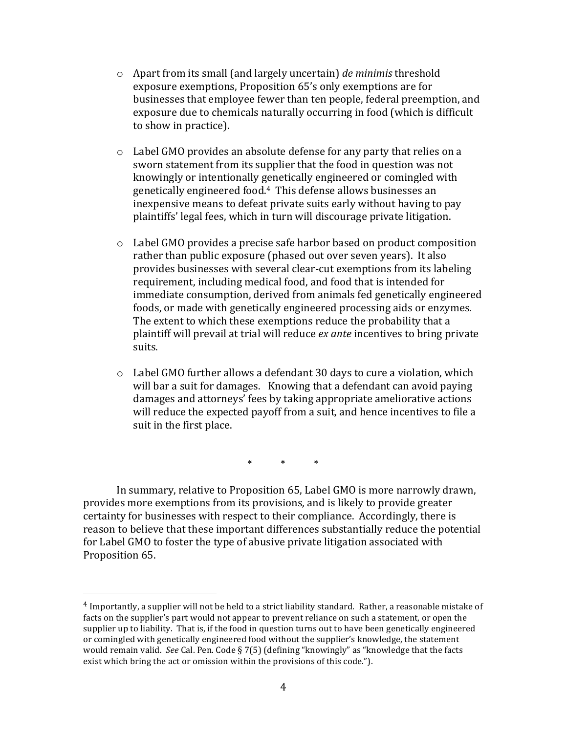- Apart from its small (and largely uncertain) *de minimis* threshold exposure exemptions, Proposition 65's only exemptions are for businesses that employee fewer than ten people, federal preemption, and exposure due to chemicals naturally occurring in food (which is difficult to show in practice).

- Label GMO provides an absolute defense for any party that relies on a sworn statement from its supplier that the food in question was not knowingly or intentionally genetically engineered or comingled with genetically engineered food.[4] This defense allows businesses an inexpensive means to defeat private suits early without having to pay plaintiffs' legal fees, which in turn will discourage private litigation.

- Label GMO provides a precise safe harbor based on product composition rather than public exposure (phased out over seven years). It also provides businesses with several clear-cut exemptions from its labeling requirement, including medical food, and food that is intended for immediate consumption, derived from animals fed genetically engineered foods, or made with genetically engineered processing aids or enzymes. The extent to which these exemptions reduce the probability that a plaintiff will prevail at trial will reduce *ex ante* incentives to bring private suits.

- Label GMO further allows a defendant 30 days to cure a violation, which will bar a suit for damages. Knowing that a defendant can avoid paying damages and attorneys' fees by taking appropriate ameliorative actions will reduce the expected payoff from a suit, and hence incentives to file a suit in the first place.

\* \* \*

In summary, relative to Proposition 65, Label GMO is more narrowly drawn, provides more exemptions from its provisions, and is likely to provide greater certainty for businesses with respect to their compliance. Accordingly, there is reason to believe that these important differences substantially reduce the potential for Label GMO to foster the type of abusive private litigation associated with Proposition 65.

---

[4] Importantly, a supplier will not be held to a strict liability standard. Rather, a reasonable mistake of facts on the supplier's part would not appear to prevent reliance on such a statement, or open the supplier up to liability. That is, if the food in question turns out to have been genetically engineered or comingled with genetically engineered food without the supplier's knowledge, the statement would remain valid. *See* Cal. Pen. Code § 7(5) (defining "knowingly" as "knowledge that the facts exist which bring the act or omission within the provisions of this code.").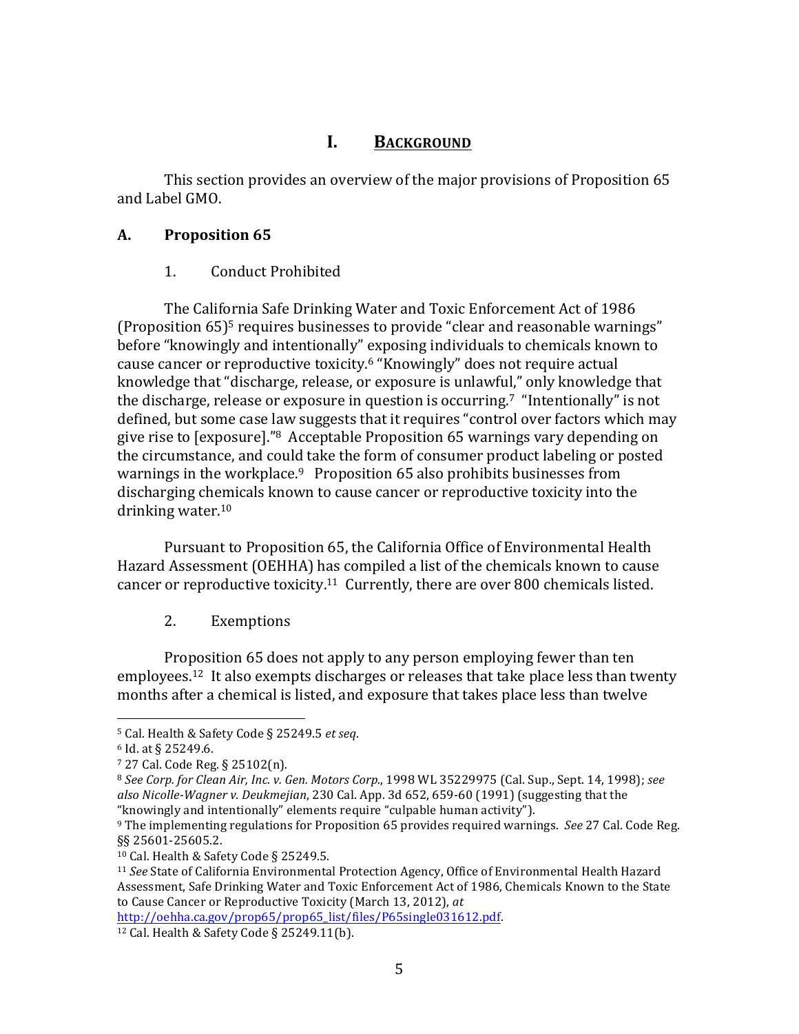# I. BACKGROUND

This section provides an overview of the major provisions of Proposition 65 and Label GMO.

## A. Proposition 65

### 1. Conduct Prohibited

The California Safe Drinking Water and Toxic Enforcement Act of 1986 (Proposition 65)[5] requires businesses to provide "clear and reasonable warnings" before "knowingly and intentionally" exposing individuals to chemicals known to cause cancer or reproductive toxicity.[6] "Knowingly" does not require actual knowledge that "discharge, release, or exposure is unlawful," only knowledge that the discharge, release or exposure in question is occurring.[7] "Intentionally" is not defined, but some case law suggests that it requires "control over factors which may give rise to [exposure]."[8] Acceptable Proposition 65 warnings vary depending on the circumstance, and could take the form of consumer product labeling or posted warnings in the workplace.[9] Proposition 65 also prohibits businesses from discharging chemicals known to cause cancer or reproductive toxicity into the drinking water.[10]

Pursuant to Proposition 65, the California Office of Environmental Health Hazard Assessment (OEHHA) has compiled a list of the chemicals known to cause cancer or reproductive toxicity.[11] Currently, there are over 800 chemicals listed.

### 2. Exemptions

Proposition 65 does not apply to any person employing fewer than ten employees.[12] It also exempts discharges or releases that take place less than twenty months after a chemical is listed, and exposure that takes place less than twelve

---

[5] Cal. Health & Safety Code § 25249.5 *et seq*.

[6] Id. at § 25249.6.

[7] 27 Cal. Code Reg. § 25102(n).

[8] *See Corp. for Clean Air, Inc. v. Gen. Motors Corp.*, 1998 WL 35229975 (Cal. Sup., Sept. 14, 1998); *see also Nicolle-Wagner v. Deukmejian*, 230 Cal. App. 3d 652, 659-60 (1991) (suggesting that the "knowingly and intentionally" elements require "culpable human activity").

[9] The implementing regulations for Proposition 65 provides required warnings. *See* 27 Cal. Code Reg. §§ 25601-25605.2.

[10] Cal. Health & Safety Code § 25249.5.

[11] *See* State of California Environmental Protection Agency, Office of Environmental Health Hazard Assessment, Safe Drinking Water and Toxic Enforcement Act of 1986, Chemicals Known to the State to Cause Cancer or Reproductive Toxicity (March 13, 2012), *at* http://oehha.ca.gov/prop65/prop65_list/files/P65single031612.pdf.

[12] Cal. Health & Safety Code § 25249.11(b).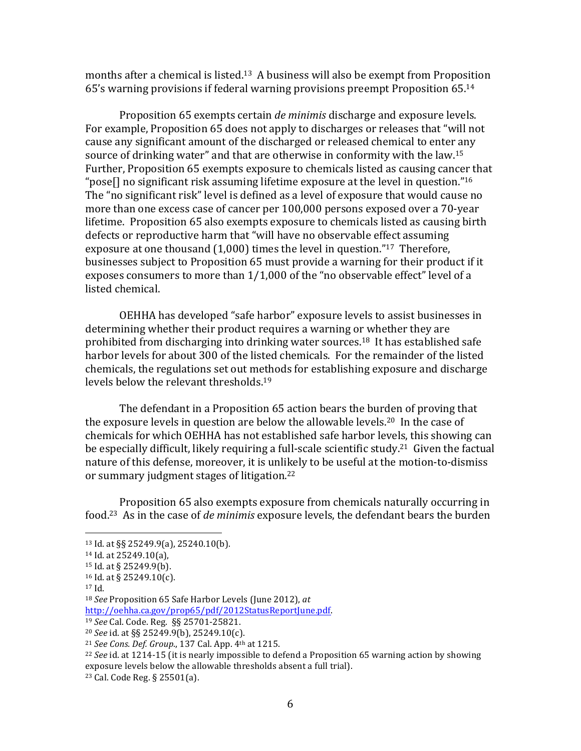months after a chemical is listed.[13] A business will also be exempt from Proposition 65's warning provisions if federal warning provisions preempt Proposition 65.[14]

Proposition 65 exempts certain *de minimis* discharge and exposure levels. For example, Proposition 65 does not apply to discharges or releases that "will not cause any significant amount of the discharged or released chemical to enter any source of drinking water" and that are otherwise in conformity with the law.[15] Further, Proposition 65 exempts exposure to chemicals listed as causing cancer that "pose[] no significant risk assuming lifetime exposure at the level in question."[16] The "no significant risk" level is defined as a level of exposure that would cause no more than one excess case of cancer per 100,000 persons exposed over a 70-year lifetime. Proposition 65 also exempts exposure to chemicals listed as causing birth defects or reproductive harm that "will have no observable effect assuming exposure at one thousand (1,000) times the level in question."[17] Therefore, businesses subject to Proposition 65 must provide a warning for their product if it exposes consumers to more than 1/1,000 of the "no observable effect" level of a listed chemical.

OEHHA has developed "safe harbor" exposure levels to assist businesses in determining whether their product requires a warning or whether they are prohibited from discharging into drinking water sources.[18] It has established safe harbor levels for about 300 of the listed chemicals. For the remainder of the listed chemicals, the regulations set out methods for establishing exposure and discharge levels below the relevant thresholds.[19]

The defendant in a Proposition 65 action bears the burden of proving that the exposure levels in question are below the allowable levels.[20] In the case of chemicals for which OEHHA has not established safe harbor levels, this showing can be especially difficult, likely requiring a full-scale scientific study.[21] Given the factual nature of this defense, moreover, it is unlikely to be useful at the motion-to-dismiss or summary judgment stages of litigation.[22]

Proposition 65 also exempts exposure from chemicals naturally occurring in food.[23] As in the case of *de minimis* exposure levels, the defendant bears the burden

---

[13] Id. at §§ 25249.9(a), 25240.10(b).

[14] Id. at 25249.10(a),

[15] Id. at § 25249.9(b).

[16] Id. at § 25249.10(c).

[17] Id.

[18] *See* Proposition 65 Safe Harbor Levels (June 2012), *at* http://oehha.ca.gov/prop65/pdf/2012StatusReportJune.pdf.

[19] *See* Cal. Code. Reg. §§ 25701-25821.

[20] *See* id. at §§ 25249.9(b), 25249.10(c).

[21] *See Cons. Def. Group.*, 137 Cal. App. 4th at 1215.

[22] *See* id. at 1214-15 (it is nearly impossible to defend a Proposition 65 warning action by showing exposure levels below the allowable thresholds absent a full trial).

[23] Cal. Code Reg. § 25501(a).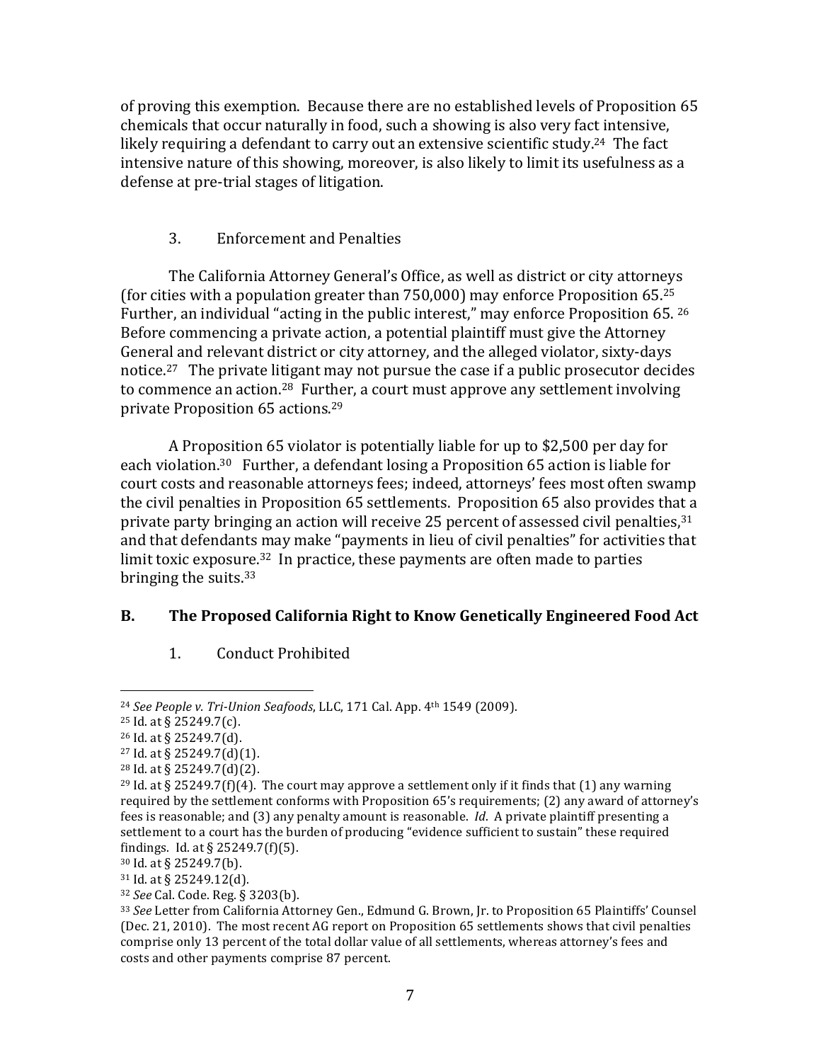of proving this exemption. Because there are no established levels of Proposition 65 chemicals that occur naturally in food, such a showing is also very fact intensive, likely requiring a defendant to carry out an extensive scientific study.[24] The fact intensive nature of this showing, moreover, is also likely to limit its usefulness as a defense at pre-trial stages of litigation.

### 3. Enforcement and Penalties

The California Attorney General's Office, as well as district or city attorneys (for cities with a population greater than 750,000) may enforce Proposition 65.[25] Further, an individual "acting in the public interest," may enforce Proposition 65.[26] Before commencing a private action, a potential plaintiff must give the Attorney General and relevant district or city attorney, and the alleged violator, sixty-days notice.[27] The private litigant may not pursue the case if a public prosecutor decides to commence an action.[28] Further, a court must approve any settlement involving private Proposition 65 actions.[29]

A Proposition 65 violator is potentially liable for up to $2,500 per day for each violation.[30] Further, a defendant losing a Proposition 65 action is liable for court costs and reasonable attorneys fees; indeed, attorneys' fees most often swamp the civil penalties in Proposition 65 settlements. Proposition 65 also provides that a private party bringing an action will receive 25 percent of assessed civil penalties,[31] and that defendants may make "payments in lieu of civil penalties" for activities that limit toxic exposure.[32] In practice, these payments are often made to parties bringing the suits.[33]

## B. The Proposed California Right to Know Genetically Engineered Food Act

### 1. Conduct Prohibited

---

[24] *See People v. Tri-Union Seafoods*, LLC, 171 Cal. App. 4th 1549 (2009).

[25] Id. at § 25249.7(c).

[26] Id. at § 25249.7(d).

[27] Id. at § 25249.7(d)(1).

[28] Id. at § 25249.7(d)(2).

[29] Id. at § 25249.7(f)(4). The court may approve a settlement only if it finds that (1) any warning required by the settlement conforms with Proposition 65's requirements; (2) any award of attorney's fees is reasonable; and (3) any penalty amount is reasonable. *Id*. A private plaintiff presenting a settlement to a court has the burden of producing "evidence sufficient to sustain" these required findings. Id. at § 25249.7(f)(5).

[30] Id. at § 25249.7(b).

[31] Id. at § 25249.12(d).

[32] *See* Cal. Code. Reg. § 3203(b).

[33] *See* Letter from California Attorney Gen., Edmund G. Brown, Jr. to Proposition 65 Plaintiffs' Counsel (Dec. 21, 2010). The most recent AG report on Proposition 65 settlements shows that civil penalties comprise only 13 percent of the total dollar value of all settlements, whereas attorney's fees and costs and other payments comprise 87 percent.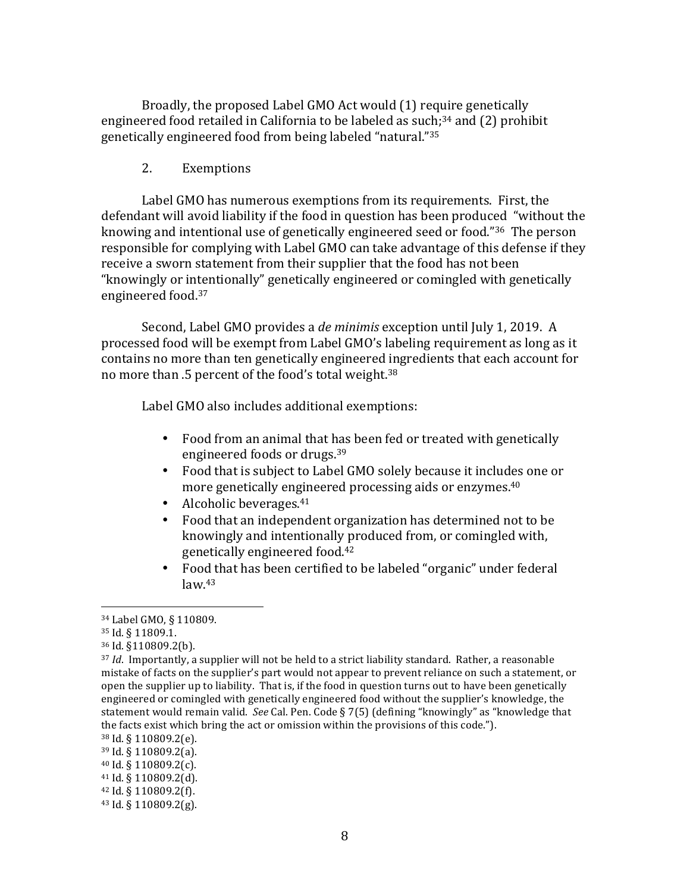Broadly, the proposed Label GMO Act would (1) require genetically engineered food retailed in California to be labeled as such;[34] and (2) prohibit genetically engineered food from being labeled "natural."[35]

2. Exemptions

Label GMO has numerous exemptions from its requirements. First, the defendant will avoid liability if the food in question has been produced "without the knowing and intentional use of genetically engineered seed or food."[36] The person responsible for complying with Label GMO can take advantage of this defense if they receive a sworn statement from their supplier that the food has not been "knowingly or intentionally" genetically engineered or comingled with genetically engineered food.[37]

Second, Label GMO provides a *de minimis* exception until July 1, 2019. A processed food will be exempt from Label GMO's labeling requirement as long as it contains no more than ten genetically engineered ingredients that each account for no more than .5 percent of the food's total weight.[38]

Label GMO also includes additional exemptions:

- Food from an animal that has been fed or treated with genetically engineered foods or drugs.[39]
- Food that is subject to Label GMO solely because it includes one or more genetically engineered processing aids or enzymes.[40]
- Alcoholic beverages.[41]
- Food that an independent organization has determined not to be knowingly and intentionally produced from, or comingled with, genetically engineered food.[42]
- Food that has been certified to be labeled "organic" under federal law.[43]

---

[34] Label GMO, § 110809.

[35] Id. § 11809.1.

[36] Id. §110809.2(b).

[37] *Id*. Importantly, a supplier will not be held to a strict liability standard. Rather, a reasonable mistake of facts on the supplier's part would not appear to prevent reliance on such a statement, or open the supplier up to liability. That is, if the food in question turns out to have been genetically engineered or comingled with genetically engineered food without the supplier's knowledge, the statement would remain valid. *See* Cal. Pen. Code § 7(5) (defining "knowingly" as "knowledge that the facts exist which bring the act or omission within the provisions of this code.").

[38] Id. § 110809.2(e).

[39] Id. § 110809.2(a).

[40] Id. § 110809.2(c).

[41] Id. § 110809.2(d).

[42] Id. § 110809.2(f).

[43] Id. § 110809.2(g).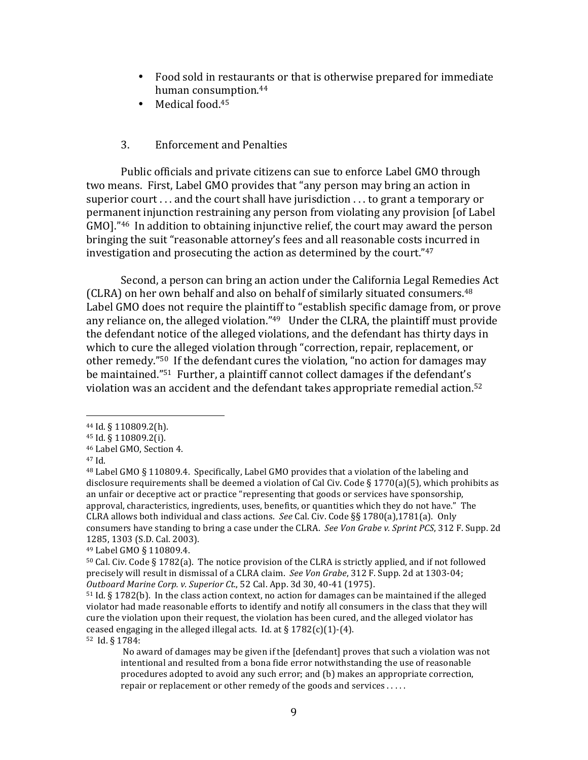- Food sold in restaurants or that is otherwise prepared for immediate human consumption.[44]
- Medical food.[45]

### 3. Enforcement and Penalties

Public officials and private citizens can sue to enforce Label GMO through two means. First, Label GMO provides that "any person may bring an action in superior court . . . and the court shall have jurisdiction . . . to grant a temporary or permanent injunction restraining any person from violating any provision [of Label GMO]."[46] In addition to obtaining injunctive relief, the court may award the person bringing the suit "reasonable attorney's fees and all reasonable costs incurred in investigation and prosecuting the action as determined by the court."[47]

Second, a person can bring an action under the California Legal Remedies Act (CLRA) on her own behalf and also on behalf of similarly situated consumers.[48] Label GMO does not require the plaintiff to "establish specific damage from, or prove any reliance on, the alleged violation."[49] Under the CLRA, the plaintiff must provide the defendant notice of the alleged violations, and the defendant has thirty days in which to cure the alleged violation through "correction, repair, replacement, or other remedy."[50] If the defendant cures the violation, "no action for damages may be maintained."[51] Further, a plaintiff cannot collect damages if the defendant's violation was an accident and the defendant takes appropriate remedial action.[52]

---

[44] Id. § 110809.2(h).

[45] Id. § 110809.2(i).

[46] Label GMO, Section 4.

[47] Id.

[48] Label GMO § 110809.4. Specifically, Label GMO provides that a violation of the labeling and disclosure requirements shall be deemed a violation of Cal Civ. Code § 1770(a)(5), which prohibits as an unfair or deceptive act or practice "representing that goods or services have sponsorship, approval, characteristics, ingredients, uses, benefits, or quantities which they do not have." The CLRA allows both individual and class actions. *See* Cal. Civ. Code §§ 1780(a),1781(a). Only consumers have standing to bring a case under the CLRA. *See Von Grabe v. Sprint PCS*, 312 F. Supp. 2d 1285, 1303 (S.D. Cal. 2003).

[49] Label GMO § 110809.4.

[50] Cal. Civ. Code § 1782(a). The notice provision of the CLRA is strictly applied, and if not followed precisely will result in dismissal of a CLRA claim. *See Von Grabe*, 312 F. Supp. 2d at 1303-04; *Outboard Marine Corp. v. Superior Ct.*, 52 Cal. App. 3d 30, 40-41 (1975).

[51] Id. § 1782(b). In the class action context, no action for damages can be maintained if the alleged violator had made reasonable efforts to identify and notify all consumers in the class that they will cure the violation upon their request, the violation has been cured, and the alleged violator has ceased engaging in the alleged illegal acts. Id. at § 1782(c)(1)-(4).

[52] Id. § 1784:

> No award of damages may be given if the [defendant] proves that such a violation was not intentional and resulted from a bona fide error notwithstanding the use of reasonable procedures adopted to avoid any such error; and (b) makes an appropriate correction, repair or replacement or other remedy of the goods and services . . . . .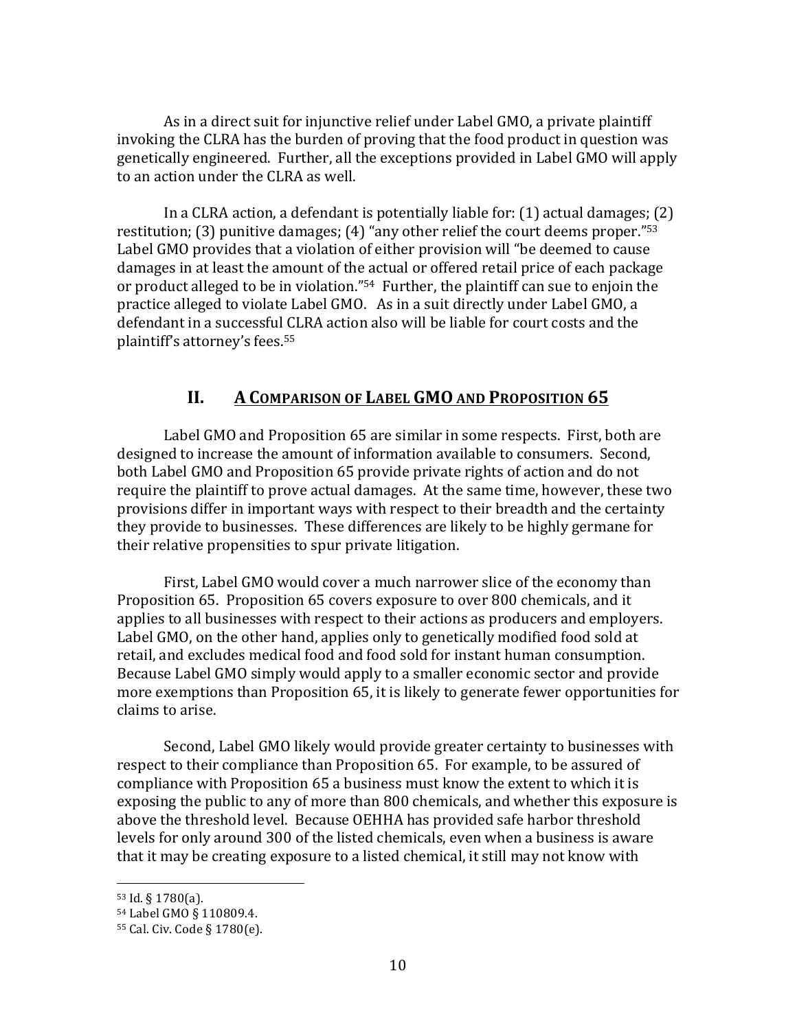As in a direct suit for injunctive relief under Label GMO, a private plaintiff invoking the CLRA has the burden of proving that the food product in question was genetically engineered. Further, all the exceptions provided in Label GMO will apply to an action under the CLRA as well.

In a CLRA action, a defendant is potentially liable for: (1) actual damages; (2) restitution; (3) punitive damages; (4) "any other relief the court deems proper."[53] Label GMO provides that a violation of either provision will "be deemed to cause damages in at least the amount of the actual or offered retail price of each package or product alleged to be in violation."[54] Further, the plaintiff can sue to enjoin the practice alleged to violate Label GMO. As in a suit directly under Label GMO, a defendant in a successful CLRA action also will be liable for court costs and the plaintiff's attorney's fees.[55]

## II. A COMPARISON OF LABEL GMO AND PROPOSITION 65

Label GMO and Proposition 65 are similar in some respects. First, both are designed to increase the amount of information available to consumers. Second, both Label GMO and Proposition 65 provide private rights of action and do not require the plaintiff to prove actual damages. At the same time, however, these two provisions differ in important ways with respect to their breadth and the certainty they provide to businesses. These differences are likely to be highly germane for their relative propensities to spur private litigation.

First, Label GMO would cover a much narrower slice of the economy than Proposition 65. Proposition 65 covers exposure to over 800 chemicals, and it applies to all businesses with respect to their actions as producers and employers. Label GMO, on the other hand, applies only to genetically modified food sold at retail, and excludes medical food and food sold for instant human consumption. Because Label GMO simply would apply to a smaller economic sector and provide more exemptions than Proposition 65, it is likely to generate fewer opportunities for claims to arise.

Second, Label GMO likely would provide greater certainty to businesses with respect to their compliance than Proposition 65. For example, to be assured of compliance with Proposition 65 a business must know the extent to which it is exposing the public to any of more than 800 chemicals, and whether this exposure is above the threshold level. Because OEHHA has provided safe harbor threshold levels for only around 300 of the listed chemicals, even when a business is aware that it may be creating exposure to a listed chemical, it still may not know with

---

[53] Id. § 1780(a).

[54] Label GMO § 110809.4.

[55] Cal. Civ. Code § 1780(e).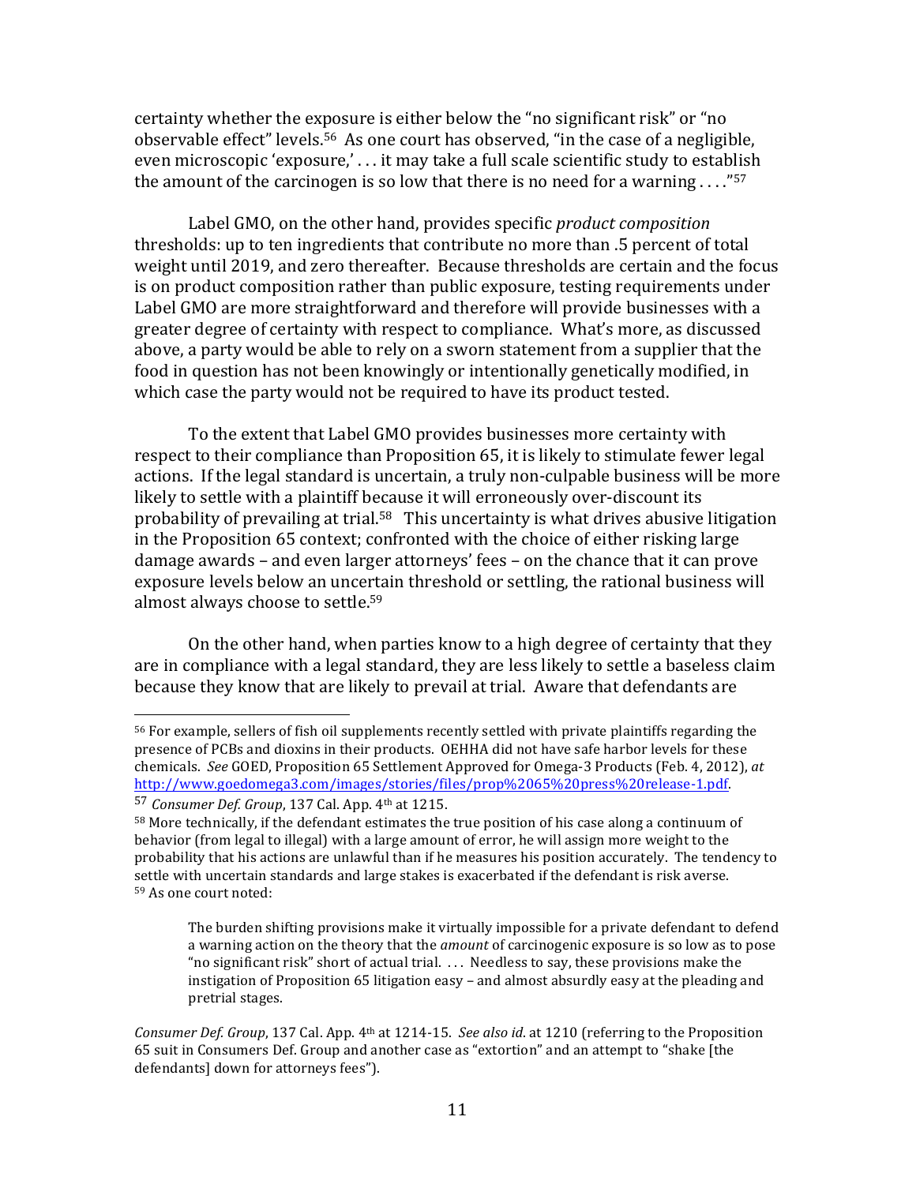certainty whether the exposure is either below the "no significant risk" or "no observable effect" levels.[56] As one court has observed, "in the case of a negligible, even microscopic 'exposure,' . . . it may take a full scale scientific study to establish the amount of the carcinogen is so low that there is no need for a warning . . . ."[57]

Label GMO, on the other hand, provides specific *product composition* thresholds: up to ten ingredients that contribute no more than .5 percent of total weight until 2019, and zero thereafter. Because thresholds are certain and the focus is on product composition rather than public exposure, testing requirements under Label GMO are more straightforward and therefore will provide businesses with a greater degree of certainty with respect to compliance. What's more, as discussed above, a party would be able to rely on a sworn statement from a supplier that the food in question has not been knowingly or intentionally genetically modified, in which case the party would not be required to have its product tested.

To the extent that Label GMO provides businesses more certainty with respect to their compliance than Proposition 65, it is likely to stimulate fewer legal actions. If the legal standard is uncertain, a truly non-culpable business will be more likely to settle with a plaintiff because it will erroneously over-discount its probability of prevailing at trial.[58] This uncertainty is what drives abusive litigation in the Proposition 65 context; confronted with the choice of either risking large damage awards – and even larger attorneys' fees – on the chance that it can prove exposure levels below an uncertain threshold or settling, the rational business will almost always choose to settle.[59]

On the other hand, when parties know to a high degree of certainty that they are in compliance with a legal standard, they are less likely to settle a baseless claim because they know that are likely to prevail at trial. Aware that defendants are

---

[56] For example, sellers of fish oil supplements recently settled with private plaintiffs regarding the presence of PCBs and dioxins in their products. OEHHA did not have safe harbor levels for these chemicals. *See* GOED, Proposition 65 Settlement Approved for Omega-3 Products (Feb. 4, 2012), *at* http://www.goedomega3.com/images/stories/files/prop%2065%20press%20release-1.pdf.

[57] *Consumer Def. Group*, 137 Cal. App. 4th at 1215.

[58] More technically, if the defendant estimates the true position of his case along a continuum of behavior (from legal to illegal) with a large amount of error, he will assign more weight to the probability that his actions are unlawful than if he measures his position accurately. The tendency to settle with uncertain standards and large stakes is exacerbated if the defendant is risk averse.

[59] As one court noted:

> The burden shifting provisions make it virtually impossible for a private defendant to defend a warning action on the theory that the *amount* of carcinogenic exposure is so low as to pose "no significant risk" short of actual trial. . . . Needless to say, these provisions make the instigation of Proposition 65 litigation easy – and almost absurdly easy at the pleading and pretrial stages.

*Consumer Def. Group*, 137 Cal. App. 4th at 1214-15. *See also id*. at 1210 (referring to the Proposition 65 suit in Consumers Def. Group and another case as "extortion" and an attempt to "shake [the defendants] down for attorneys fees").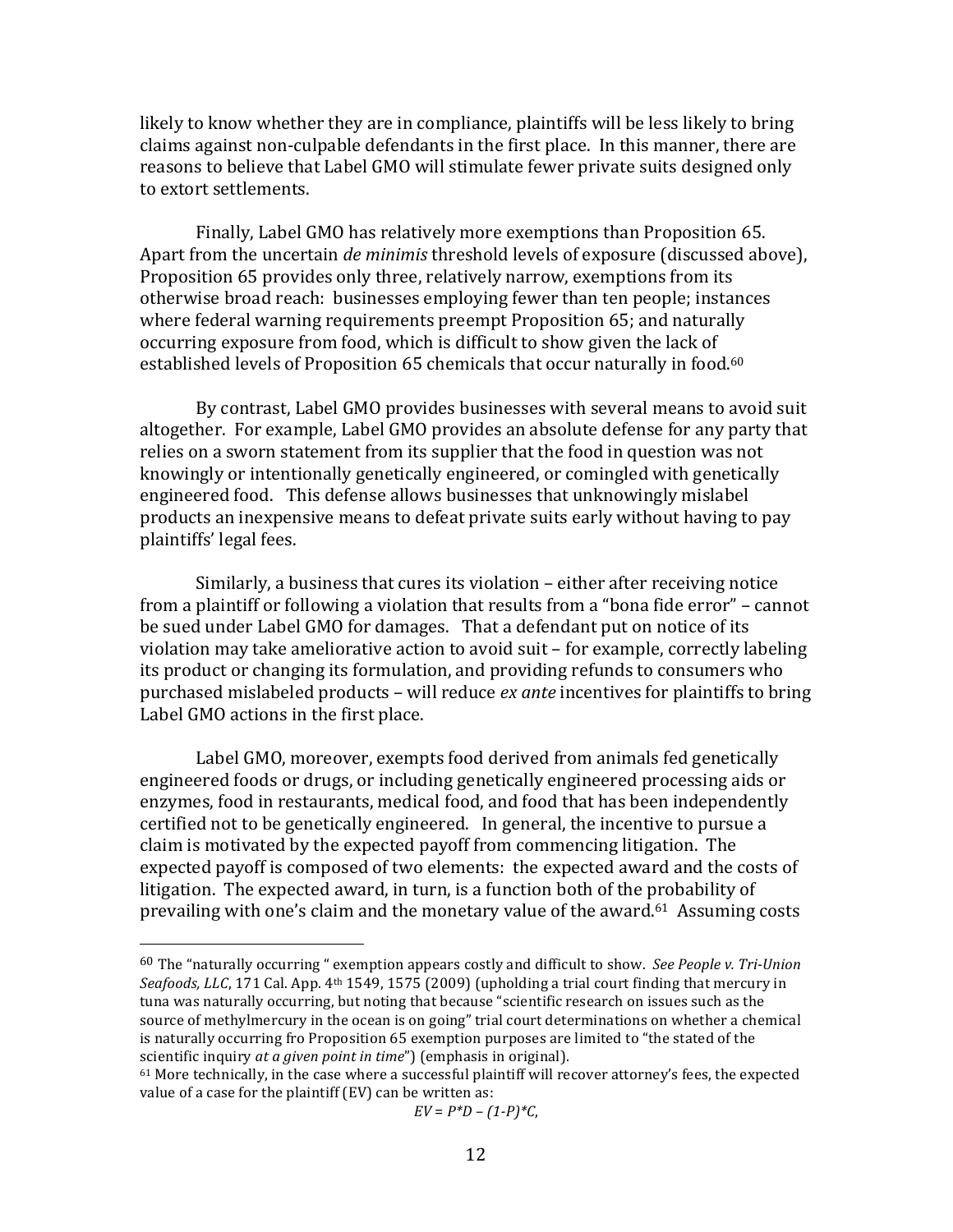likely to know whether they are in compliance, plaintiffs will be less likely to bring claims against non-culpable defendants in the first place. In this manner, there are reasons to believe that Label GMO will stimulate fewer private suits designed only to extort settlements.

Finally, Label GMO has relatively more exemptions than Proposition 65. Apart from the uncertain *de minimis* threshold levels of exposure (discussed above), Proposition 65 provides only three, relatively narrow, exemptions from its otherwise broad reach: businesses employing fewer than ten people; instances where federal warning requirements preempt Proposition 65; and naturally occurring exposure from food, which is difficult to show given the lack of established levels of Proposition 65 chemicals that occur naturally in food.[60]

By contrast, Label GMO provides businesses with several means to avoid suit altogether. For example, Label GMO provides an absolute defense for any party that relies on a sworn statement from its supplier that the food in question was not knowingly or intentionally genetically engineered, or comingled with genetically engineered food. This defense allows businesses that unknowingly mislabel products an inexpensive means to defeat private suits early without having to pay plaintiffs' legal fees.

Similarly, a business that cures its violation – either after receiving notice from a plaintiff or following a violation that results from a "bona fide error" – cannot be sued under Label GMO for damages. That a defendant put on notice of its violation may take ameliorative action to avoid suit – for example, correctly labeling its product or changing its formulation, and providing refunds to consumers who purchased mislabeled products – will reduce *ex ante* incentives for plaintiffs to bring Label GMO actions in the first place.

Label GMO, moreover, exempts food derived from animals fed genetically engineered foods or drugs, or including genetically engineered processing aids or enzymes, food in restaurants, medical food, and food that has been independently certified not to be genetically engineered. In general, the incentive to pursue a claim is motivated by the expected payoff from commencing litigation. The expected payoff is composed of two elements: the expected award and the costs of litigation. The expected award, in turn, is a function both of the probability of prevailing with one's claim and the monetary value of the award.[61] Assuming costs

---

[60] The "naturally occurring " exemption appears costly and difficult to show. *See People v. Tri-Union Seafoods, LLC*, 171 Cal. App. 4th 1549, 1575 (2009) (upholding a trial court finding that mercury in tuna was naturally occurring, but noting that because "scientific research on issues such as the source of methylmercury in the ocean is on going" trial court determinations on whether a chemical is naturally occurring fro Proposition 65 exemption purposes are limited to "the stated of the scientific inquiry *at a given point in time*") (emphasis in original).

[61] More technically, in the case where a successful plaintiff will recover attorney's fees, the expected value of a case for the plaintiff (EV) can be written as:

$$EV = P*D - (1-P)*C,$$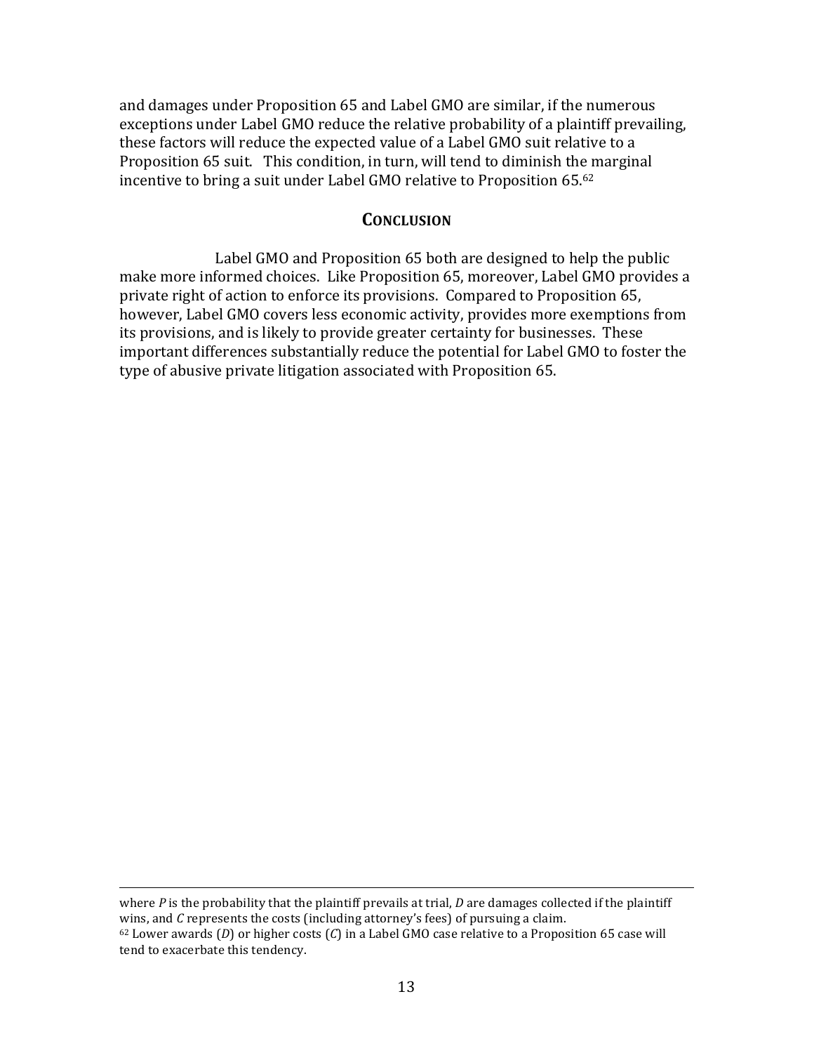and damages under Proposition 65 and Label GMO are similar, if the numerous exceptions under Label GMO reduce the relative probability of a plaintiff prevailing, these factors will reduce the expected value of a Label GMO suit relative to a Proposition 65 suit. This condition, in turn, will tend to diminish the marginal incentive to bring a suit under Label GMO relative to Proposition 65.[62]

## CONCLUSION

Label GMO and Proposition 65 both are designed to help the public make more informed choices. Like Proposition 65, moreover, Label GMO provides a private right of action to enforce its provisions. Compared to Proposition 65, however, Label GMO covers less economic activity, provides more exemptions from its provisions, and is likely to provide greater certainty for businesses. These important differences substantially reduce the potential for Label GMO to foster the type of abusive private litigation associated with Proposition 65.

---

where $P$ is the probability that the plaintiff prevails at trial, $D$ are damages collected if the plaintiff wins, and $C$ represents the costs (including attorney's fees) of pursuing a claim.

[62] Lower awards ($D$) or higher costs ($C$) in a Label GMO case relative to a Proposition 65 case will tend to exacerbate this tendency.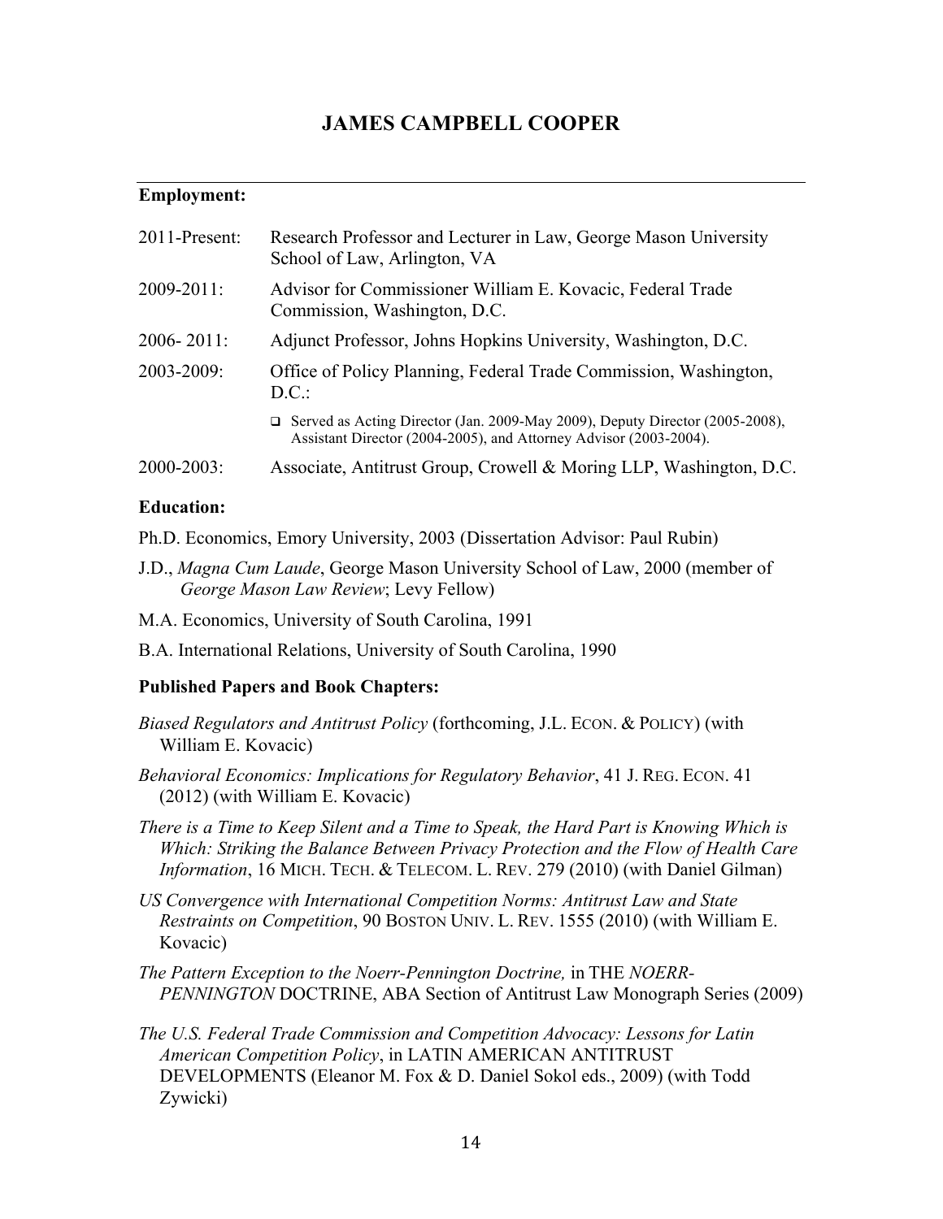# JAMES CAMPBELL COOPER

---

**Employment:**

2011-Present: Research Professor and Lecturer in Law, George Mason University School of Law, Arlington, VA

2009-2011: Advisor for Commissioner William E. Kovacic, Federal Trade Commission, Washington, D.C.

2006- 2011: Adjunct Professor, Johns Hopkins University, Washington, D.C.

2003-2009: Office of Policy Planning, Federal Trade Commission, Washington, D.C.:

- Served as Acting Director (Jan. 2009-May 2009), Deputy Director (2005-2008), Assistant Director (2004-2005), and Attorney Advisor (2003-2004).

2000-2003: Associate, Antitrust Group, Crowell & Moring LLP, Washington, D.C.

**Education:**

Ph.D. Economics, Emory University, 2003 (Dissertation Advisor: Paul Rubin)

J.D., *Magna Cum Laude*, George Mason University School of Law, 2000 (member of *George Mason Law Review*; Levy Fellow)

M.A. Economics, University of South Carolina, 1991

B.A. International Relations, University of South Carolina, 1990

**Published Papers and Book Chapters:**

*Biased Regulators and Antitrust Policy* (forthcoming, J.L. ECON. & POLICY) (with William E. Kovacic)

*Behavioral Economics: Implications for Regulatory Behavior*, 41 J. REG. ECON. 41 (2012) (with William E. Kovacic)

*There is a Time to Keep Silent and a Time to Speak, the Hard Part is Knowing Which is Which: Striking the Balance Between Privacy Protection and the Flow of Health Care Information*, 16 MICH. TECH. & TELECOM. L. REV. 279 (2010) (with Daniel Gilman)

*US Convergence with International Competition Norms: Antitrust Law and State Restraints on Competition*, 90 BOSTON UNIV. L. REV. 1555 (2010) (with William E. Kovacic)

*The Pattern Exception to the Noerr-Pennington Doctrine,* in THE *NOERR-PENNINGTON* DOCTRINE, ABA Section of Antitrust Law Monograph Series (2009)

*The U.S. Federal Trade Commission and Competition Advocacy: Lessons for Latin American Competition Policy*, in LATIN AMERICAN ANTITRUST DEVELOPMENTS (Eleanor M. Fox & D. Daniel Sokol eds., 2009) (with Todd Zywicki)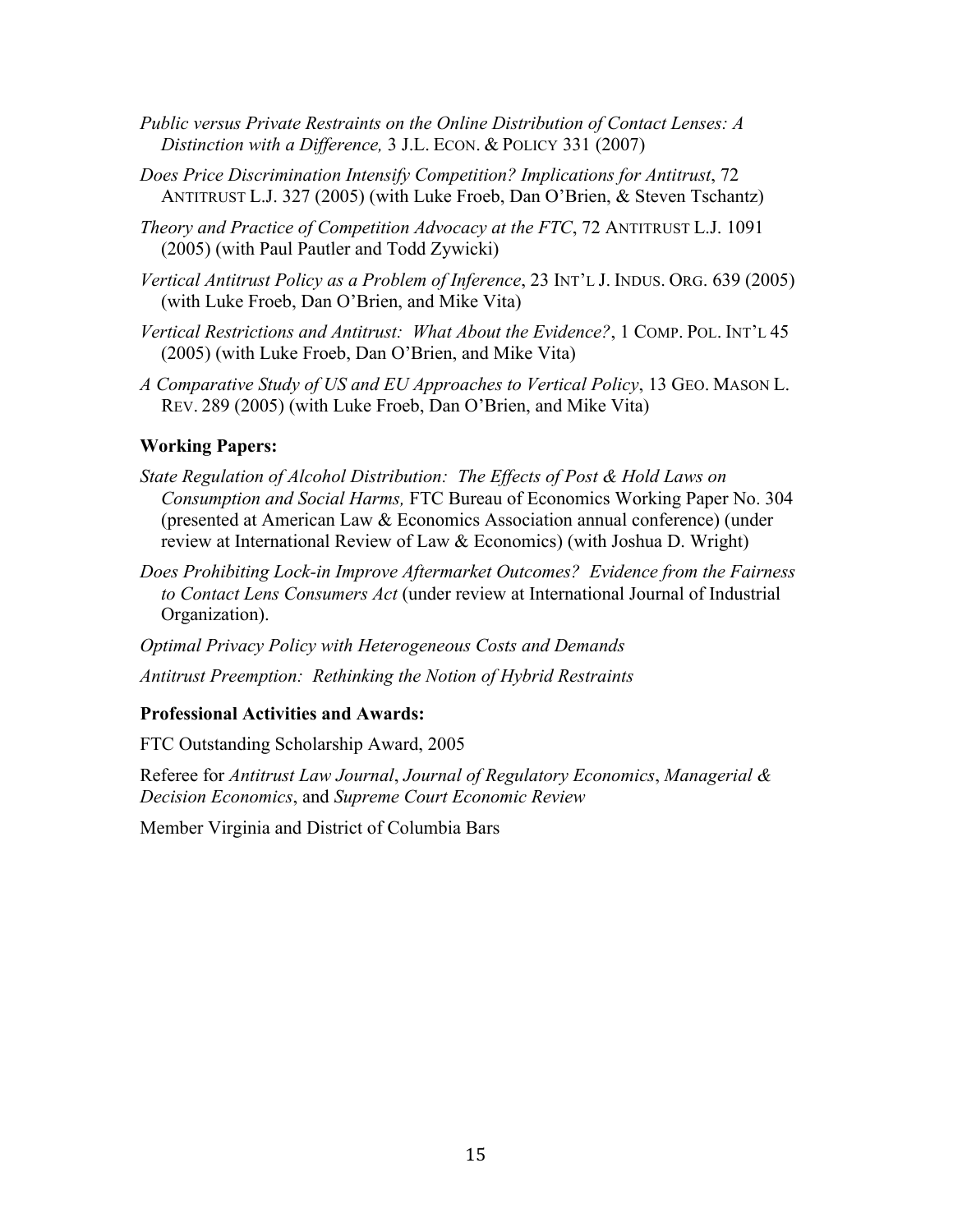*Public versus Private Restraints on the Online Distribution of Contact Lenses: A Distinction with a Difference,* 3 J.L. ECON. & POLICY 331 (2007)

*Does Price Discrimination Intensify Competition? Implications for Antitrust*, 72 ANTITRUST L.J. 327 (2005) (with Luke Froeb, Dan O'Brien, & Steven Tschantz)

*Theory and Practice of Competition Advocacy at the FTC*, 72 ANTITRUST L.J. 1091 (2005) (with Paul Pautler and Todd Zywicki)

*Vertical Antitrust Policy as a Problem of Inference*, 23 INT'L J. INDUS. ORG. 639 (2005) (with Luke Froeb, Dan O'Brien, and Mike Vita)

*Vertical Restrictions and Antitrust: What About the Evidence?*, 1 COMP. POL. INT'L 45 (2005) (with Luke Froeb, Dan O'Brien, and Mike Vita)

*A Comparative Study of US and EU Approaches to Vertical Policy*, 13 GEO. MASON L. REV. 289 (2005) (with Luke Froeb, Dan O'Brien, and Mike Vita)

**Working Papers:**

*State Regulation of Alcohol Distribution: The Effects of Post & Hold Laws on Consumption and Social Harms,* FTC Bureau of Economics Working Paper No. 304 (presented at American Law & Economics Association annual conference) (under review at International Review of Law & Economics) (with Joshua D. Wright)

*Does Prohibiting Lock-in Improve Aftermarket Outcomes? Evidence from the Fairness to Contact Lens Consumers Act* (under review at International Journal of Industrial Organization).

*Optimal Privacy Policy with Heterogeneous Costs and Demands*

*Antitrust Preemption: Rethinking the Notion of Hybrid Restraints*

**Professional Activities and Awards:**

FTC Outstanding Scholarship Award, 2005

Referee for *Antitrust Law Journal*, *Journal of Regulatory Economics*, *Managerial & Decision Economics*, and *Supreme Court Economic Review*

Member Virginia and District of Columbia Bars